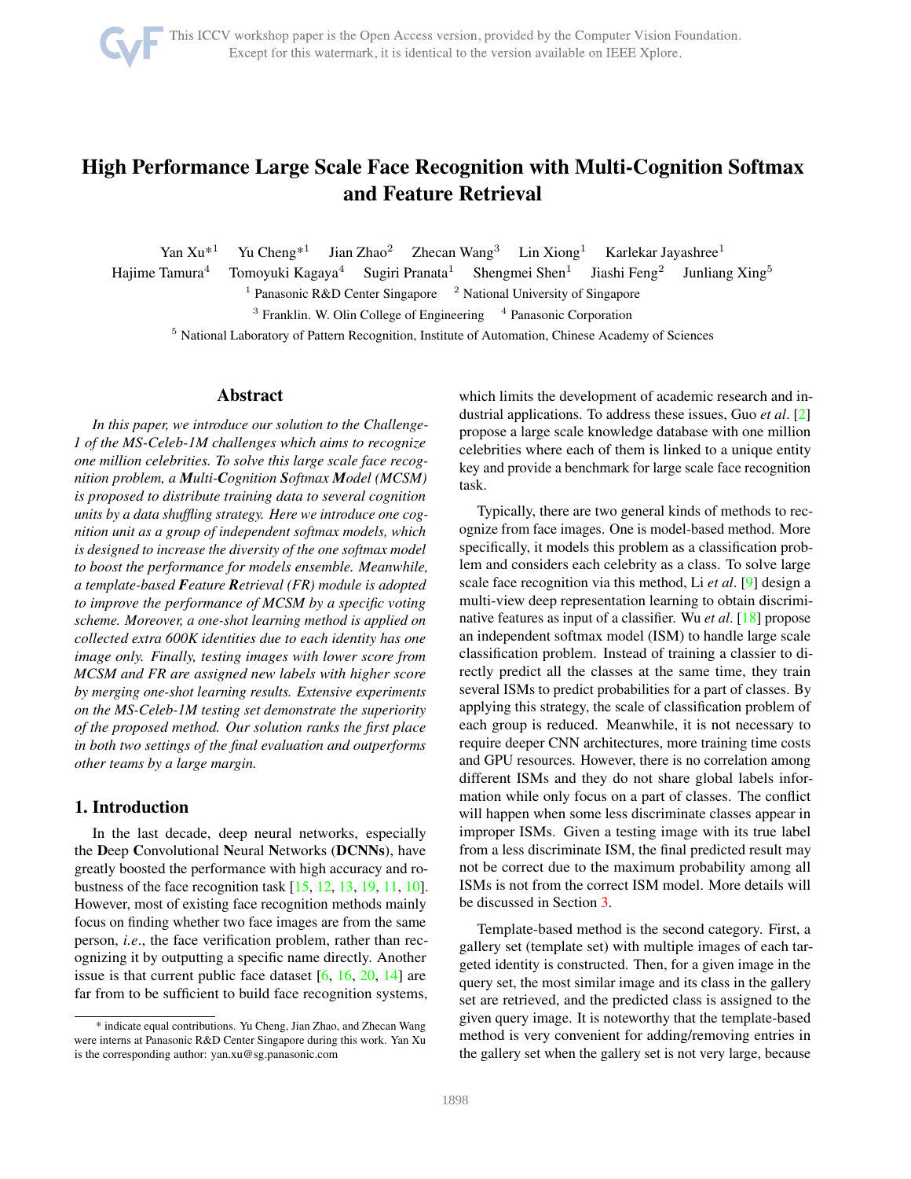# High Performance Large Scale Face Recognition with Multi-Cognition Softmax and Feature Retrieval

Yan Xu*[1] Yu Cheng*[1] Jian Zhao[2] Zhecan Wang[3] Lin Xiong[1] Karlekar Jayashree[1]
Hajime Tamura[4] Tomoyuki Kagaya[4] Sugiri Pranata[1] Shengmei Shen[1] Jiashi Feng[2] Junliang Xing[5]

[1] Panasonic R&D Center Singapore [2] National University of Singapore
[3] Franklin. W. Olin College of Engineering [4] Panasonic Corporation
[5] National Laboratory of Pattern Recognition, Institute of Automation, Chinese Academy of Sciences

## Abstract

*In this paper, we introduce our solution to the Challenge-1 of the MS-Celeb-1M challenges which aims to recognize one million celebrities. To solve this large scale face recognition problem, a **M**ulti-**C**ognition **S**oftmax **M**odel (MCSM) is proposed to distribute training data to several cognition units by a data shuffling strategy. Here we introduce one cognition unit as a group of independent softmax models, which is designed to increase the diversity of the one softmax model to boost the performance for models ensemble. Meanwhile, a template-based **F**eature **R**etrieval (FR) module is adopted to improve the performance of MCSM by a specific voting scheme. Moreover, a one-shot learning method is applied on collected extra 600K identities due to each identity has one image only. Finally, testing images with lower score from MCSM and FR are assigned new labels with higher score by merging one-shot learning results. Extensive experiments on the MS-Celeb-1M testing set demonstrate the superiority of the proposed method. Our solution ranks the first place in both two settings of the final evaluation and outperforms other teams by a large margin.*

## 1. Introduction

In the last decade, deep neural networks, especially the **D**eep **C**onvolutional **N**eural **N**etworks (**DCNNs**), have greatly boosted the performance with high accuracy and robustness of the face recognition task [15, 12, 13, 19, 11, 10]. However, most of existing face recognition methods mainly focus on finding whether two face images are from the same person, *i.e*., the face verification problem, rather than recognizing it by outputting a specific name directly. Another issue is that current public face dataset [6, 16, 20, 14] are far from to be sufficient to build face recognition systems, which limits the development of academic research and industrial applications. To address these issues, Guo *et al*. [2] propose a large scale knowledge database with one million celebrities where each of them is linked to a unique entity key and provide a benchmark for large scale face recognition task.

Typically, there are two general kinds of methods to recognize from face images. One is model-based method. More specifically, it models this problem as a classification problem and considers each celebrity as a class. To solve large scale face recognition via this method, Li *et al*. [9] design a multi-view deep representation learning to obtain discriminative features as input of a classifier. Wu *et al*. [18] propose an independent softmax model (ISM) to handle large scale classification problem. Instead of training a classier to directly predict all the classes at the same time, they train several ISMs to predict probabilities for a part of classes. By applying this strategy, the scale of classification problem of each group is reduced. Meanwhile, it is not necessary to require deeper CNN architectures, more training time costs and GPU resources. However, there is no correlation among different ISMs and they do not share global labels information while only focus on a part of classes. The conflict will happen when some less discriminate classes appear in improper ISMs. Given a testing image with its true label from a less discriminate ISM, the final predicted result may not be correct due to the maximum probability among all ISMs is not from the correct ISM model. More details will be discussed in Section 3.

Template-based method is the second category. First, a gallery set (template set) with multiple images of each targeted identity is constructed. Then, for a given image in the query set, the most similar image and its class in the gallery set are retrieved, and the predicted class is assigned to the given query image. It is noteworthy that the template-based method is very convenient for adding/removing entries in the gallery set when the gallery set is not very large, because

* indicate equal contributions. Yu Cheng, Jian Zhao, and Zhecan Wang were interns at Panasonic R&D Center Singapore during this work. Yan Xu is the corresponding author: yan.xu@sg.panasonic.com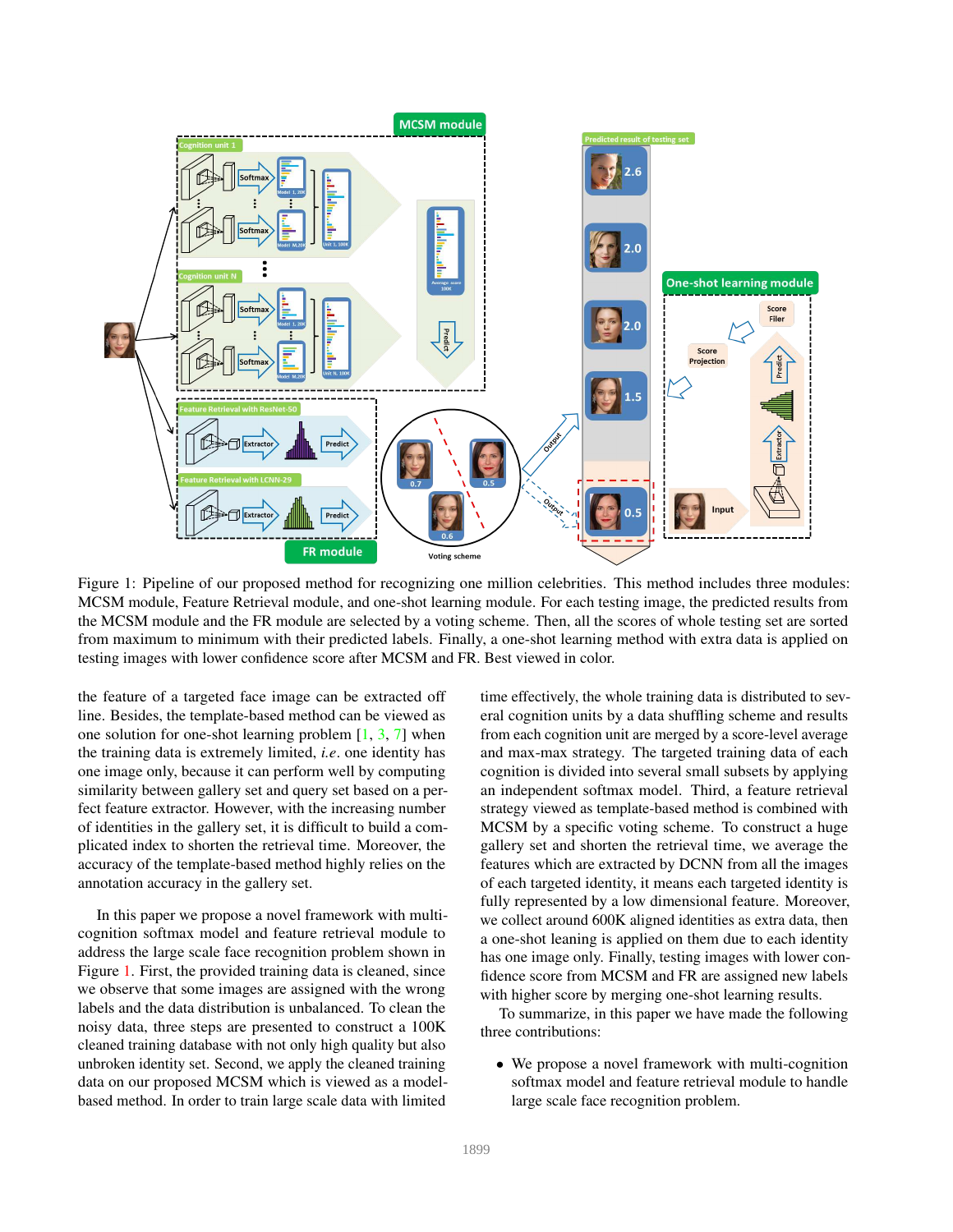Figure 1: Pipeline of our proposed method for recognizing one million celebrities. This method includes three modules: MCSM module, Feature Retrieval module, and one-shot learning module. For each testing image, the predicted results from the MCSM module and the FR module are selected by a voting scheme. Then, all the scores of whole testing set are sorted from maximum to minimum with their predicted labels. Finally, a one-shot learning method with extra data is applied on testing images with lower confidence score after MCSM and FR. Best viewed in color.

the feature of a targeted face image can be extracted off line. Besides, the template-based method can be viewed as one solution for one-shot learning problem [1, 3, 7] when the training data is extremely limited, *i.e*. one identity has one image only, because it can perform well by computing similarity between gallery set and query set based on a perfect feature extractor. However, with the increasing number of identities in the gallery set, it is difficult to build a complicated index to shorten the retrieval time. Moreover, the accuracy of the template-based method highly relies on the annotation accuracy in the gallery set.

In this paper we propose a novel framework with multi-cognition softmax model and feature retrieval module to address the large scale face recognition problem shown in Figure 1. First, the provided training data is cleaned, since we observe that some images are assigned with the wrong labels and the data distribution is unbalanced. To clean the noisy data, three steps are presented to construct a 100K cleaned training database with not only high quality but also unbroken identity set. Second, we apply the cleaned training data on our proposed MCSM which is viewed as a model-based method. In order to train large scale data with limited time effectively, the whole training data is distributed to several cognition units by a data shuffling scheme and results from each cognition unit are merged by a score-level average and max-max strategy. The targeted training data of each cognition is divided into several small subsets by applying an independent softmax model. Third, a feature retrieval strategy viewed as template-based method is combined with MCSM by a specific voting scheme. To construct a huge gallery set and shorten the retrieval time, we average the features which are extracted by DCNN from all the images of each targeted identity, it means each targeted identity is fully represented by a low dimensional feature. Moreover, we collect around 600K aligned identities as extra data, then a one-shot leaning is applied on them due to each identity has one image only. Finally, testing images with lower confidence score from MCSM and FR are assigned new labels with higher score by merging one-shot learning results.

To summarize, in this paper we have made the following three contributions:

- We propose a novel framework with multi-cognition softmax model and feature retrieval module to handle large scale face recognition problem.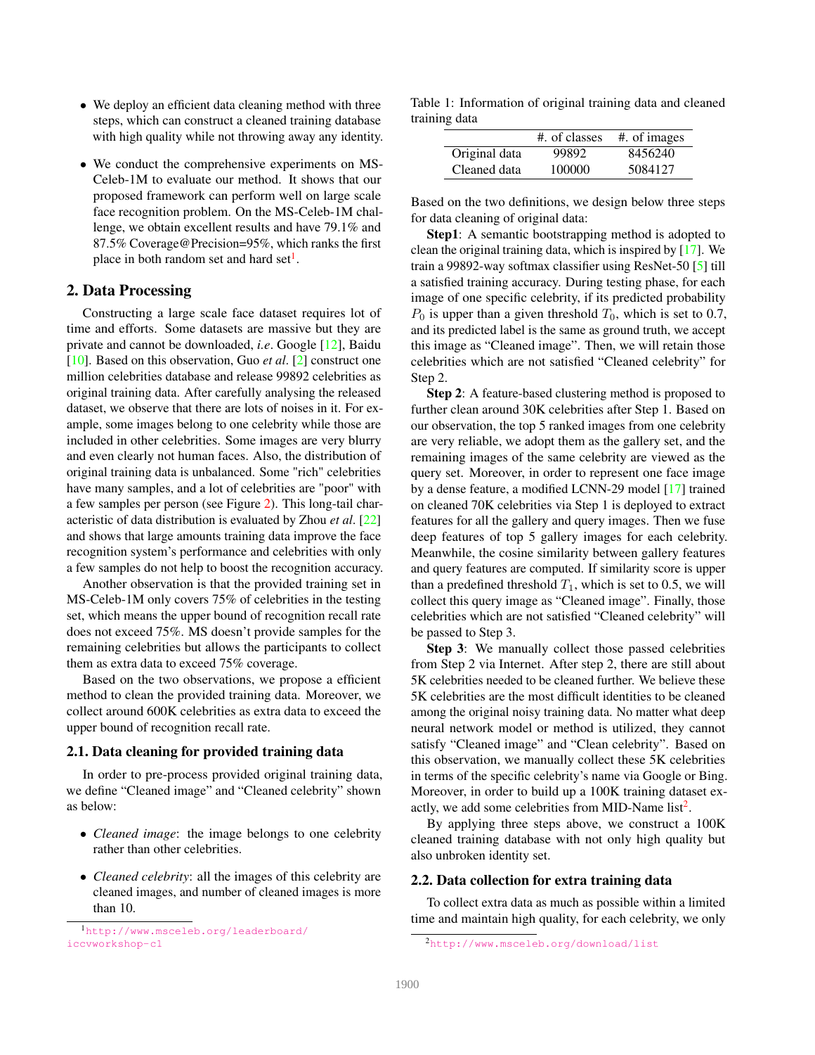- We deploy an efficient data cleaning method with three steps, which can construct a cleaned training database with high quality while not throwing away any identity.
- We conduct the comprehensive experiments on MS-Celeb-1M to evaluate our method. It shows that our proposed framework can perform well on large scale face recognition problem. On the MS-Celeb-1M challenge, we obtain excellent results and have 79.1% and 87.5% Coverage@Precision=95%, which ranks the first place in both random set and hard set[1].

## 2. Data Processing

Constructing a large scale face dataset requires lot of time and efforts. Some datasets are massive but they are private and cannot be downloaded, *i.e*. Google [12], Baidu [10]. Based on this observation, Guo *et al*. [2] construct one million celebrities database and release 99892 celebrities as original training data. After carefully analysing the released dataset, we observe that there are lots of noises in it. For example, some images belong to one celebrity while those are included in other celebrities. Some images are very blurry and even clearly not human faces. Also, the distribution of original training data is unbalanced. Some "rich" celebrities have many samples, and a lot of celebrities are "poor" with a few samples per person (see Figure 2). This long-tail characteristic of data distribution is evaluated by Zhou *et al*. [22] and shows that large amounts training data improve the face recognition system's performance and celebrities with only a few samples do not help to boost the recognition accuracy.

Another observation is that the provided training set in MS-Celeb-1M only covers 75% of celebrities in the testing set, which means the upper bound of recognition recall rate does not exceed 75%. MS doesn't provide samples for the remaining celebrities but allows the participants to collect them as extra data to exceed 75% coverage.

Based on the two observations, we propose a efficient method to clean the provided training data. Moreover, we collect around 600K celebrities as extra data to exceed the upper bound of recognition recall rate.

### 2.1. Data cleaning for provided training data

In order to pre-process provided original training data, we define "Cleaned image" and "Cleaned celebrity" shown as below:

- *Cleaned image*: the image belongs to one celebrity rather than other celebrities.
- *Cleaned celebrity*: all the images of this celebrity are cleaned images, and number of cleaned images is more than 10.

[1] http://www.msceleb.org/leaderboard/iccvworkshop-c1

Table 1: Information of original training data and cleaned training data

| | #. of classes | #. of images |
|---|---|---|
| Original data | 99892 | 8456240 |
| Cleaned data | 100000 | 5084127 |

Based on the two definitions, we design below three steps for data cleaning of original data:

**Step1**: A semantic bootstrapping method is adopted to clean the original training data, which is inspired by [17]. We train a 99892-way softmax classifier using ResNet-50 [5] till a satisfied training accuracy. During testing phase, for each image of one specific celebrity, if its predicted probability $P_0$ is upper than a given threshold $T_0$, which is set to 0.7, and its predicted label is the same as ground truth, we accept this image as "Cleaned image". Then, we will retain those celebrities which are not satisfied "Cleaned celebrity" for Step 2.

**Step 2**: A feature-based clustering method is proposed to further clean around 30K celebrities after Step 1. Based on our observation, the top 5 ranked images from one celebrity are very reliable, we adopt them as the gallery set, and the remaining images of the same celebrity are viewed as the query set. Moreover, in order to represent one face image by a dense feature, a modified LCNN-29 model [17] trained on cleaned 70K celebrities via Step 1 is deployed to extract features for all the gallery and query images. Then we fuse deep features of top 5 gallery images for each celebrity. Meanwhile, the cosine similarity between gallery features and query features are computed. If similarity score is upper than a predefined threshold $T_1$, which is set to 0.5, we will collect this query image as "Cleaned image". Finally, those celebrities which are not satisfied "Cleaned celebrity" will be passed to Step 3.

**Step 3**: We manually collect those passed celebrities from Step 2 via Internet. After step 2, there are still about 5K celebrities needed to be cleaned further. We believe these 5K celebrities are the most difficult identities to be cleaned among the original noisy training data. No matter what deep neural network model or method is utilized, they cannot satisfy "Cleaned image" and "Clean celebrity". Based on this observation, we manually collect these 5K celebrities in terms of the specific celebrity's name via Google or Bing. Moreover, in order to build up a 100K training dataset exactly, we add some celebrities from MID-Name list[2].

By applying three steps above, we construct a 100K cleaned training database with not only high quality but also unbroken identity set.

### 2.2. Data collection for extra training data

To collect extra data as much as possible within a limited time and maintain high quality, for each celebrity, we only

[2] http://www.msceleb.org/download/list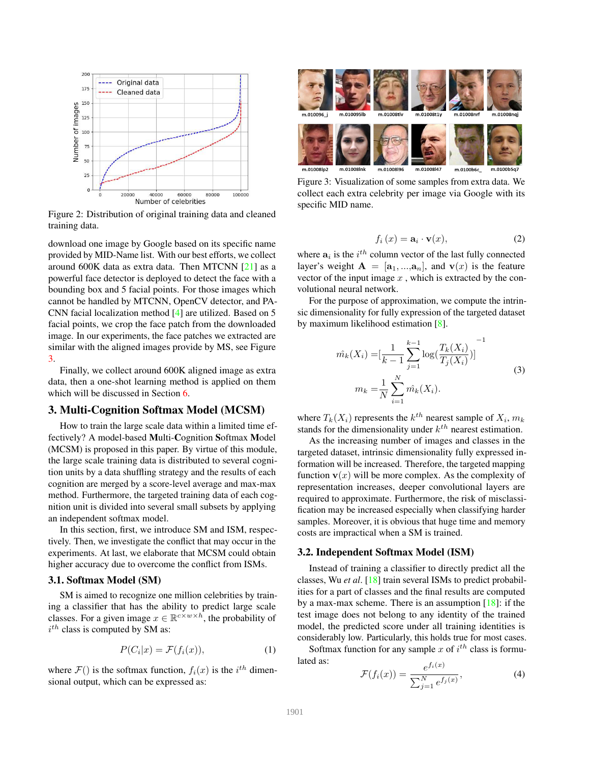Figure 2: Distribution of original training data and cleaned training data.

download one image by Google based on its specific name provided by MID-Name list. With our best efforts, we collect around 600K data as extra data. Then MTCNN [21] as a powerful face detector is deployed to detect the face with a bounding box and 5 facial points. For those images which cannot be handled by MTCNN, OpenCV detector, and PA-CNN facial localization method [4] are utilized. Based on 5 facial points, we crop the face patch from the downloaded image. In our experiments, the face patches we extracted are similar with the aligned images provide by MS, see Figure 3.

Finally, we collect around 600K aligned image as extra data, then a one-shot learning method is applied on them which will be discussed in Section 6.

## 3. Multi-Cognition Softmax Model (MCSM)

How to train the large scale data within a limited time effectively? A model-based **M**ulti-**C**ognition **S**oftmax **M**odel (MCSM) is proposed in this paper. By virtue of this module, the large scale training data is distributed to several cognition units by a data shuffling strategy and the results of each cognition are merged by a score-level average and max-max method. Furthermore, the targeted training data of each cognition unit is divided into several small subsets by applying an independent softmax model.

In this section, first, we introduce SM and ISM, respectively. Then, we investigate the conflict that may occur in the experiments. At last, we elaborate that MCSM could obtain higher accuracy due to overcome the conflict from ISMs.

### 3.1. Softmax Model (SM)

SM is aimed to recognize one million celebrities by training a classifier that has the ability to predict large scale classes. For a given image $x \in \mathbb{R}^{c \times w \times h}$, the probability of $i^{th}$ class is computed by SM as:

$$P(C_i|x) = \mathcal{F}(f_i(x)), \tag{1}$$

where $\mathcal{F}()$ is the softmax function, $f_i(x)$ is the $i^{th}$ dimensional output, which can be expressed as:

Figure 3: Visualization of some samples from extra data. We collect each extra celebrity per image via Google with its specific MID name.

$$f_i(x) = \mathbf{a}_i \cdot \mathbf{v}(x), \tag{2}$$

where $\mathbf{a}_i$ is the $i^{th}$ column vector of the last fully connected layer's weight $\mathbf{A} = [\mathbf{a}_1, ..., \mathbf{a}_n]$, and $\mathbf{v}(x)$ is the feature vector of the input image $x$ , which is extracted by the convolutional neural network.

For the purpose of approximation, we compute the intrinsic dimensionality for fully expression of the targeted dataset by maximum likelihood estimation [8].

$$\begin{aligned} \hat{m_k}(X_i) =& [\frac{1}{k-1}\sum_{j=1}^{k-1}\log(\frac{T_k(X_i)}{T_j(X_i)})]^{-1} \\ m_k =& \frac{1}{N}\sum_{i=1}^{N}\hat{m_k}(X_i). \end{aligned} \tag{3}$$

where $T_k(X_i)$ represents the $k^{th}$ nearest sample of $X_i$, $m_k$ stands for the dimensionality under $k^{th}$ nearest estimation.

As the increasing number of images and classes in the targeted dataset, intrinsic dimensionality fully expressed information will be increased. Therefore, the targeted mapping function $\mathbf{v}(x)$ will be more complex. As the complexity of representation increases, deeper convolutional layers are required to approximate. Furthermore, the risk of misclassification may be increased especially when classifying harder samples. Moreover, it is obvious that huge time and memory costs are impractical when a SM is trained.

### 3.2. Independent Softmax Model (ISM)

Instead of training a classifier to directly predict all the classes, Wu *et al*. [18] train several ISMs to predict probabilities for a part of classes and the final results are computed by a max-max scheme. There is an assumption [18]: if the test image does not belong to any identity of the trained model, the predicted score under all training identities is considerably low. Particularly, this holds true for most cases.

Softmax function for any sample $x$ of $i^{th}$ class is formulated as:

$$\mathcal{F}(f_i(x)) = \frac{e^{f_i(x)}}{\sum_{j=1}^{N} e^{f_j(x)}}, \tag{4}$$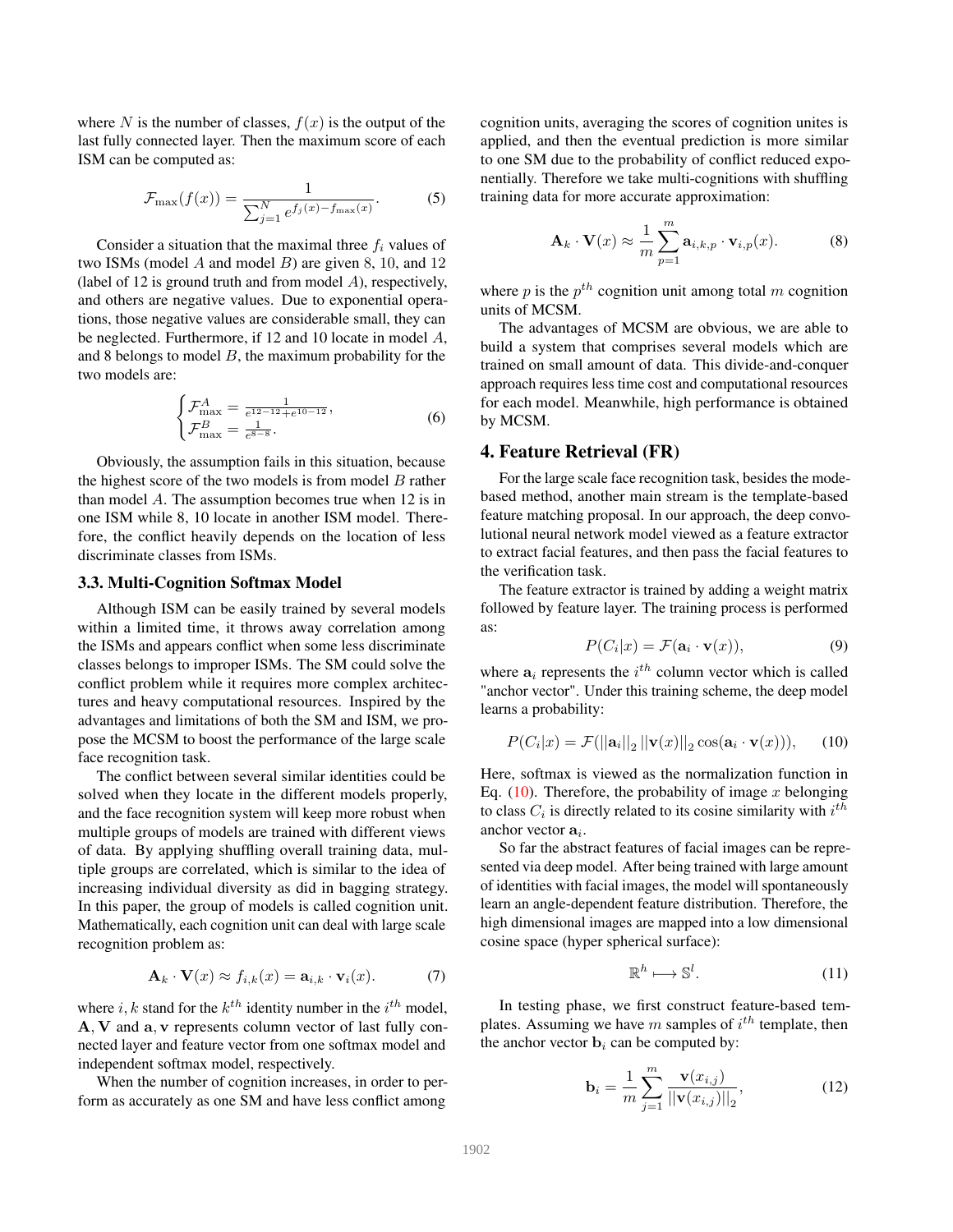where $N$ is the number of classes, $f(x)$ is the output of the last fully connected layer. Then the maximum score of each ISM can be computed as:

$$\mathcal{F}_{\max}(f(x)) = \frac{1}{\sum_{j=1}^{N} e^{f_j(x) - f_{\max}(x)}}. \tag{5}$$

Consider a situation that the maximal three $f_i$ values of two ISMs (model $A$ and model $B$) are given 8, 10, and 12 (label of 12 is ground truth and from model $A$), respectively, and others are negative values. Due to exponential operations, those negative values are considerable small, they can be neglected. Furthermore, if 12 and 10 locate in model $A$, and 8 belongs to model $B$, the maximum probability for the two models are:

$$\begin{cases} \mathcal{F}_{\max}^{A} = \frac{1}{e^{12-12} + e^{10-12}}, \\ \mathcal{F}_{\max}^{B} = \frac{1}{e^{8-8}}. \end{cases} \tag{6}$$

Obviously, the assumption fails in this situation, because the highest score of the two models is from model $B$ rather than model $A$. The assumption becomes true when 12 is in one ISM while 8, 10 locate in another ISM model. Therefore, the conflict heavily depends on the location of less discriminate classes from ISMs.

### 3.3. Multi-Cognition Softmax Model

Although ISM can be easily trained by several models within a limited time, it throws away correlation among the ISMs and appears conflict when some less discriminate classes belongs to improper ISMs. The SM could solve the conflict problem while it requires more complex architectures and heavy computational resources. Inspired by the advantages and limitations of both the SM and ISM, we propose the MCSM to boost the performance of the large scale face recognition task.

The conflict between several similar identities could be solved when they locate in the different models properly, and the face recognition system will keep more robust when multiple groups of models are trained with different views of data. By applying shuffling overall training data, multiple groups are correlated, which is similar to the idea of increasing individual diversity as did in bagging strategy. In this paper, the group of models is called cognition unit. Mathematically, each cognition unit can deal with large scale recognition problem as:

$$\mathbf{A}_k \cdot \mathbf{V}(x) \approx f_{i,k}(x) = \mathbf{a}_{i,k} \cdot \mathbf{v}_i(x). \tag{7}$$

where $i, k$ stand for the $k^{th}$ identity number in the $i^{th}$ model, $\mathbf{A}, \mathbf{V}$ and $\mathbf{a}, \mathbf{v}$ represents column vector of last fully connected layer and feature vector from one softmax model and independent softmax model, respectively.

When the number of cognition increases, in order to perform as accurately as one SM and have less conflict among cognition units, averaging the scores of cognition unites is applied, and then the eventual prediction is more similar to one SM due to the probability of conflict reduced exponentially. Therefore we take multi-cognitions with shuffling training data for more accurate approximation:

$$\mathbf{A}_k \cdot \mathbf{V}(x) \approx \frac{1}{m} \sum_{p=1}^{m} \mathbf{a}_{i,k,p} \cdot \mathbf{v}_{i,p}(x). \tag{8}$$

where $p$ is the $p^{th}$ cognition unit among total $m$ cognition units of MCSM.

The advantages of MCSM are obvious, we are able to build a system that comprises several models which are trained on small amount of data. This divide-and-conquer approach requires less time cost and computational resources for each model. Meanwhile, high performance is obtained by MCSM.

## 4. Feature Retrieval (FR)

For the large scale face recognition task, besides the mode-based method, another main stream is the template-based feature matching proposal. In our approach, the deep convolutional neural network model viewed as a feature extractor to extract facial features, and then pass the facial features to the verification task.

The feature extractor is trained by adding a weight matrix followed by feature layer. The training process is performed as:

$$P(C_i|x) = \mathcal{F}(\mathbf{a}_i \cdot \mathbf{v}(x)), \tag{9}$$

where $\mathbf{a}_i$ represents the $i^{th}$ column vector which is called "anchor vector". Under this training scheme, the deep model learns a probability:

$$P(C_i|x) = \mathcal{F}(||\mathbf{a}_i||_2 \, ||\mathbf{v}(x)||_2 \cos(\mathbf{a}_i \cdot \mathbf{v}(x))), \tag{10}$$

Here, softmax is viewed as the normalization function in Eq. (10). Therefore, the probability of image $x$ belonging to class $C_i$ is directly related to its cosine similarity with $i^{th}$ anchor vector $\mathbf{a}_i$.

So far the abstract features of facial images can be represented via deep model. After being trained with large amount of identities with facial images, the model will spontaneously learn an angle-dependent feature distribution. Therefore, the high dimensional images are mapped into a low dimensional cosine space (hyper spherical surface):

$$\mathbb{R}^h \longmapsto \mathbb{S}^l. \tag{11}$$

In testing phase, we first construct feature-based templates. Assuming we have $m$ samples of $i^{th}$ template, then the anchor vector $\mathbf{b}_i$ can be computed by:

$$\mathbf{b}_i = \frac{1}{m} \sum_{j=1}^{m} \frac{\mathbf{v}(x_{i,j})}{||\mathbf{v}(x_{i,j})||_2}, \tag{12}$$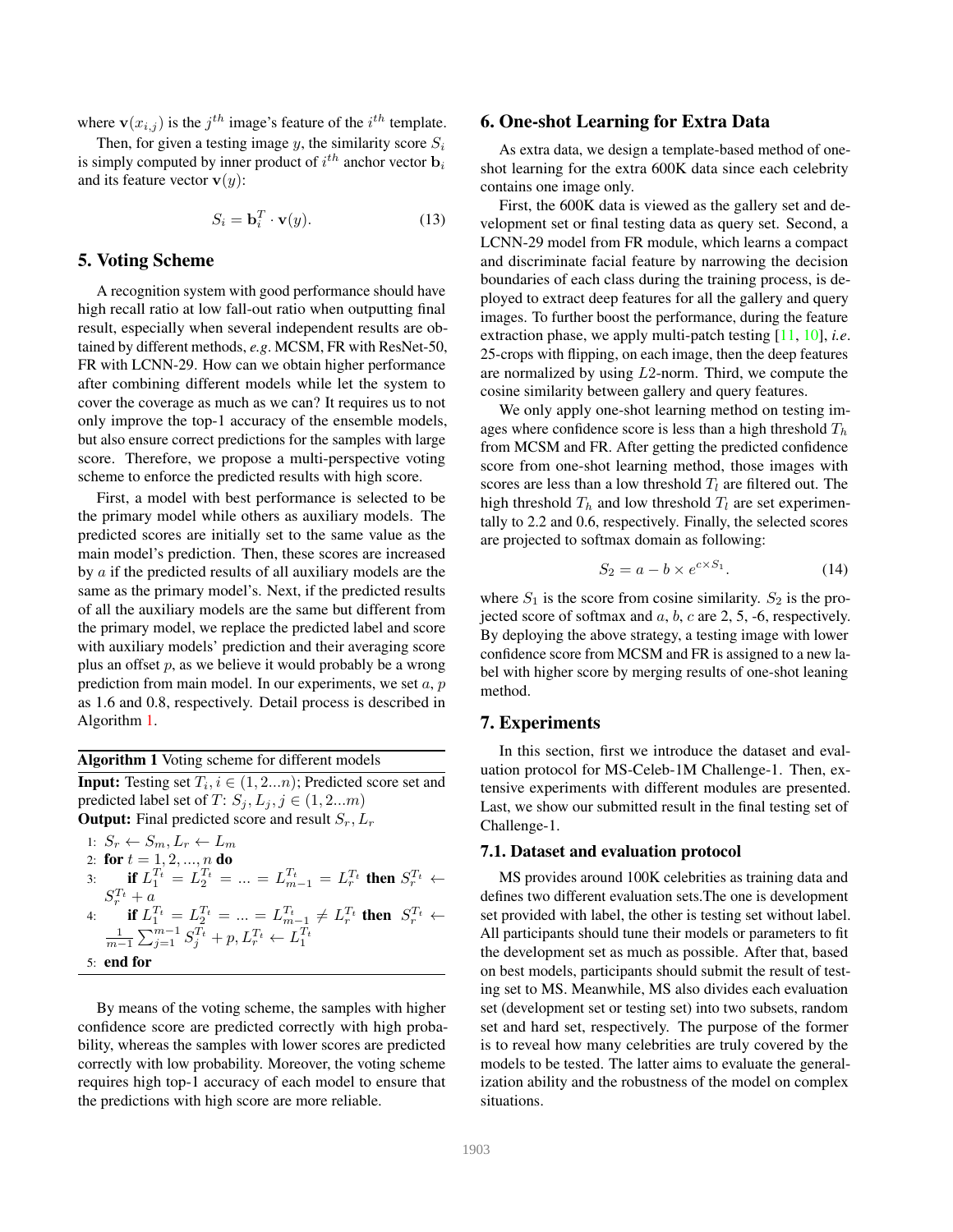where $\mathbf{v}(x_{i,j})$ is the $j^{th}$ image's feature of the $i^{th}$ template.

Then, for given a testing image $y$, the similarity score $S_i$ is simply computed by inner product of $i^{th}$ anchor vector $\mathbf{b}_i$ and its feature vector $\mathbf{v}(y)$:

$$S_i = \mathbf{b}_i^T \cdot \mathbf{v}(y). \tag{13}$$

## 5. Voting Scheme

A recognition system with good performance should have high recall ratio at low fall-out ratio when outputting final result, especially when several independent results are obtained by different methods, *e.g.* MCSM, FR with ResNet-50, FR with LCNN-29. How can we obtain higher performance after combining different models while let the system to cover the coverage as much as we can? It requires us to not only improve the top-1 accuracy of the ensemble models, but also ensure correct predictions for the samples with large score. Therefore, we propose a multi-perspective voting scheme to enforce the predicted results with high score.

First, a model with best performance is selected to be the primary model while others as auxiliary models. The predicted scores are initially set to the same value as the main model's prediction. Then, these scores are increased by $a$ if the predicted results of all auxiliary models are the same as the primary model's. Next, if the predicted results of all the auxiliary models are the same but different from the primary model, we replace the predicted label and score with auxiliary models' prediction and their averaging score plus an offset $p$, as we believe it would probably be a wrong prediction from main model. In our experiments, we set $a$, $p$ as 1.6 and 0.8, respectively. Detail process is described in Algorithm 1.

**Algorithm 1** Voting scheme for different models

**Input:** Testing set $T_i, i \in (1, 2...n)$; Predicted score set and predicted label set of $T$: $S_j, L_j, j \in (1, 2...m)$

**Output:** Final predicted score and result $S_r, L_r$

1: $S_r \leftarrow S_m, L_r \leftarrow L_m$
2: **for** $t = 1, 2, ..., n$ **do**
3: &nbsp;&nbsp;&nbsp;&nbsp;**if** $L_1^{T_t} = L_2^{T_t} = ... = L_{m-1}^{T_t} = L_r^{T_t}$ **then** $S_r^{T_t} \leftarrow S_r^{T_t} + a$
4: &nbsp;&nbsp;&nbsp;&nbsp;**if** $L_1^{T_t} = L_2^{T_t} = ... = L_{m-1}^{T_t} \neq L_r^{T_t}$ **then** $S_r^{T_t} \leftarrow \frac{1}{m-1}\sum_{j=1}^{m-1} S_j^{T_t} + p, L_r^{T_t} \leftarrow L_1^{T_t}$
5: **end for**

By means of the voting scheme, the samples with higher confidence score are predicted correctly with high probability, whereas the samples with lower scores are predicted correctly with low probability. Moreover, the voting scheme requires high top-1 accuracy of each model to ensure that the predictions with high score are more reliable.

## 6. One-shot Learning for Extra Data

As extra data, we design a template-based method of one-shot learning for the extra 600K data since each celebrity contains one image only.

First, the 600K data is viewed as the gallery set and development set or final testing data as query set. Second, a LCNN-29 model from FR module, which learns a compact and discriminate facial feature by narrowing the decision boundaries of each class during the training process, is deployed to extract deep features for all the gallery and query images. To further boost the performance, during the feature extraction phase, we apply multi-patch testing [11, 10], *i.e.* 25-crops with flipping, on each image, then the deep features are normalized by using $L2$-norm. Third, we compute the cosine similarity between gallery and query features.

We only apply one-shot learning method on testing images where confidence score is less than a high threshold $T_h$ from MCSM and FR. After getting the predicted confidence score from one-shot learning method, those images with scores are less than a low threshold $T_l$ are filtered out. The high threshold $T_h$ and low threshold $T_l$ are set experimentally to 2.2 and 0.6, respectively. Finally, the selected scores are projected to softmax domain as following:

$$S_2 = a - b \times e^{c \times S_1}. \tag{14}$$

where $S_1$ is the score from cosine similarity. $S_2$ is the projected score of softmax and $a$, $b$, $c$ are 2, 5, -6, respectively. By deploying the above strategy, a testing image with lower confidence score from MCSM and FR is assigned to a new label with higher score by merging results of one-shot leaning method.

## 7. Experiments

In this section, first we introduce the dataset and evaluation protocol for MS-Celeb-1M Challenge-1. Then, extensive experiments with different modules are presented. Last, we show our submitted result in the final testing set of Challenge-1.

### 7.1. Dataset and evaluation protocol

MS provides around 100K celebrities as training data and defines two different evaluation sets.The one is development set provided with label, the other is testing set without label. All participants should tune their models or parameters to fit the development set as much as possible. After that, based on best models, participants should submit the result of testing set to MS. Meanwhile, MS also divides each evaluation set (development set or testing set) into two subsets, random set and hard set, respectively. The purpose of the former is to reveal how many celebrities are truly covered by the models to be tested. The latter aims to evaluate the generalization ability and the robustness of the model on complex situations.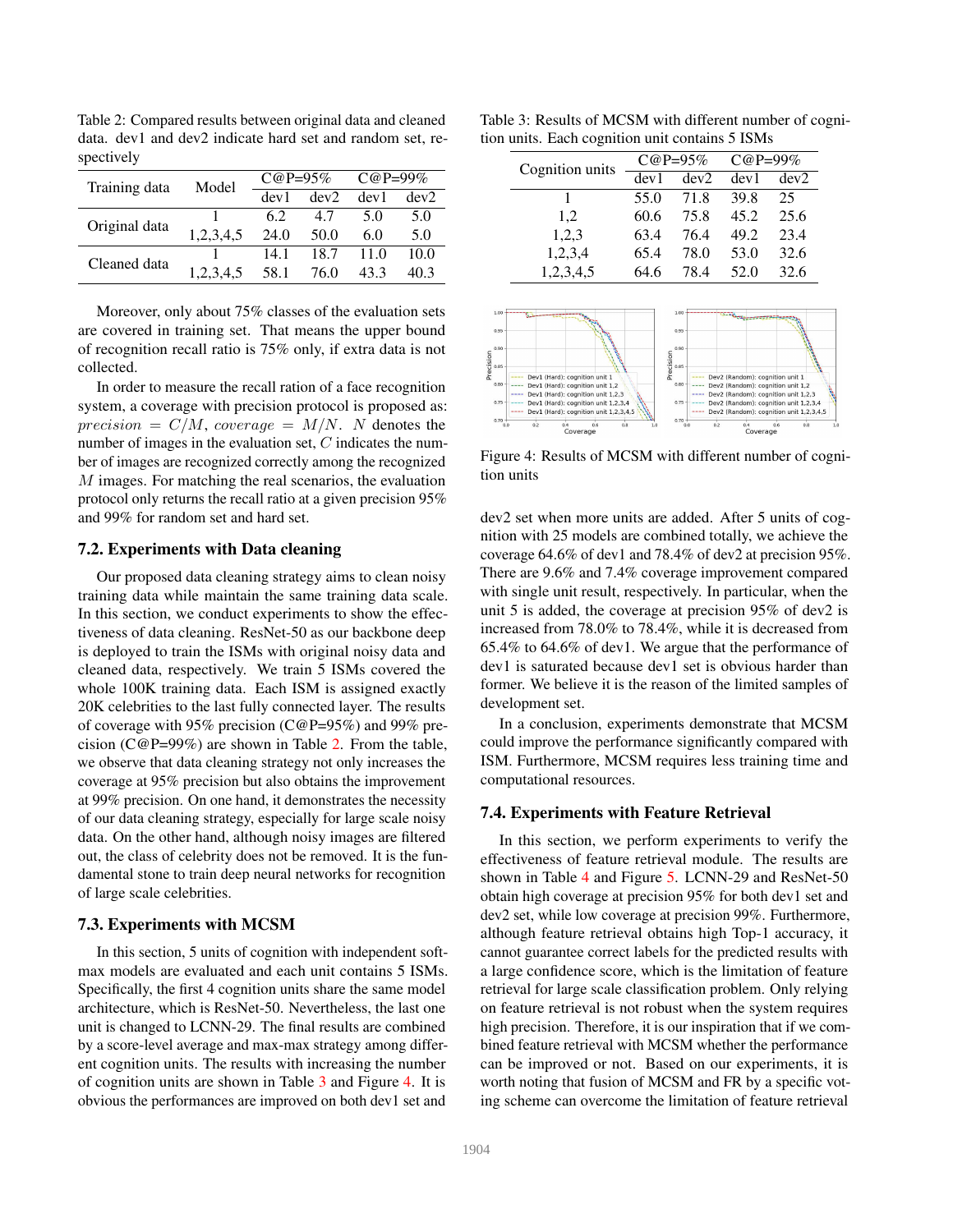Table 2: Compared results between original data and cleaned data. dev1 and dev2 indicate hard set and random set, respectively

| Training data | Model | C@P=95% | | C@P=99% | |
|---|---|---|---|---|---|
| | | dev1 | dev2 | dev1 | dev2 |
| Original data | 1 | 6.2 | 4.7 | 5.0 | 5.0 |
| | 1,2,3,4,5 | 24.0 | 50.0 | 6.0 | 5.0 |
| Cleaned data | 1 | 14.1 | 18.7 | 11.0 | 10.0 |
| | 1,2,3,4,5 | 58.1 | 76.0 | 43.3 | 40.3 |

Moreover, only about 75% classes of the evaluation sets are covered in training set. That means the upper bound of recognition recall ratio is 75% only, if extra data is not collected.

In order to measure the recall ration of a face recognition system, a coverage with precision protocol is proposed as: $precision = C/M$, $coverage = M/N$. $N$ denotes the number of images in the evaluation set, $C$ indicates the number of images are recognized correctly among the recognized $M$ images. For matching the real scenarios, the evaluation protocol only returns the recall ratio at a given precision 95% and 99% for random set and hard set.

### 7.2. Experiments with Data cleaning

Our proposed data cleaning strategy aims to clean noisy training data while maintain the same training data scale. In this section, we conduct experiments to show the effectiveness of data cleaning. ResNet-50 as our backbone deep is deployed to train the ISMs with original noisy data and cleaned data, respectively. We train 5 ISMs covered the whole 100K training data. Each ISM is assigned exactly 20K celebrities to the last fully connected layer. The results of coverage with 95% precision (C@P=95%) and 99% precision (C@P=99%) are shown in Table 2. From the table, we observe that data cleaning strategy not only increases the coverage at 95% precision but also obtains the improvement at 99% precision. On one hand, it demonstrates the necessity of our data cleaning strategy, especially for large scale noisy data. On the other hand, although noisy images are filtered out, the class of celebrity does not be removed. It is the fundamental stone to train deep neural networks for recognition of large scale celebrities.

### 7.3. Experiments with MCSM

In this section, 5 units of cognition with independent softmax models are evaluated and each unit contains 5 ISMs. Specifically, the first 4 cognition units share the same model architecture, which is ResNet-50. Nevertheless, the last one unit is changed to LCNN-29. The final results are combined by a score-level average and max-max strategy among different cognition units. The results with increasing the number of cognition units are shown in Table 3 and Figure 4. It is obvious the performances are improved on both dev1 set and dev2 set when more units are added. After 5 units of cognition with 25 models are combined totally, we achieve the coverage 64.6% of dev1 and 78.4% of dev2 at precision 95%. There are 9.6% and 7.4% coverage improvement compared with single unit result, respectively. In particular, when the unit 5 is added, the coverage at precision 95% of dev2 is increased from 78.0% to 78.4%, while it is decreased from 65.4% to 64.6% of dev1. We argue that the performance of dev1 is saturated because dev1 set is obvious harder than former. We believe it is the reason of the limited samples of development set.

Table 3: Results of MCSM with different number of cognition units. Each cognition unit contains 5 ISMs

| Cognition units | C@P=95% | | C@P=99% | |
|---|---|---|---|---|
| | dev1 | dev2 | dev1 | dev2 |
| 1 | 55.0 | 71.8 | 39.8 | 25 |
| 1,2 | 60.6 | 75.8 | 45.2 | 25.6 |
| 1,2,3 | 63.4 | 76.4 | 49.2 | 23.4 |
| 1,2,3,4 | 65.4 | 78.0 | 53.0 | 32.6 |
| 1,2,3,4,5 | 64.6 | 78.4 | 52.0 | 32.6 |

Figure 4: Results of MCSM with different number of cognition units

In a conclusion, experiments demonstrate that MCSM could improve the performance significantly compared with ISM. Furthermore, MCSM requires less training time and computational resources.

### 7.4. Experiments with Feature Retrieval

In this section, we perform experiments to verify the effectiveness of feature retrieval module. The results are shown in Table 4 and Figure 5. LCNN-29 and ResNet-50 obtain high coverage at precision 95% for both dev1 set and dev2 set, while low coverage at precision 99%. Furthermore, although feature retrieval obtains high Top-1 accuracy, it cannot guarantee correct labels for the predicted results with a large confidence score, which is the limitation of feature retrieval for large scale classification problem. Only relying on feature retrieval is not robust when the system requires high precision. Therefore, it is our inspiration that if we combined feature retrieval with MCSM whether the performance can be improved or not. Based on our experiments, it is worth noting that fusion of MCSM and FR by a specific voting scheme can overcome the limitation of feature retrieval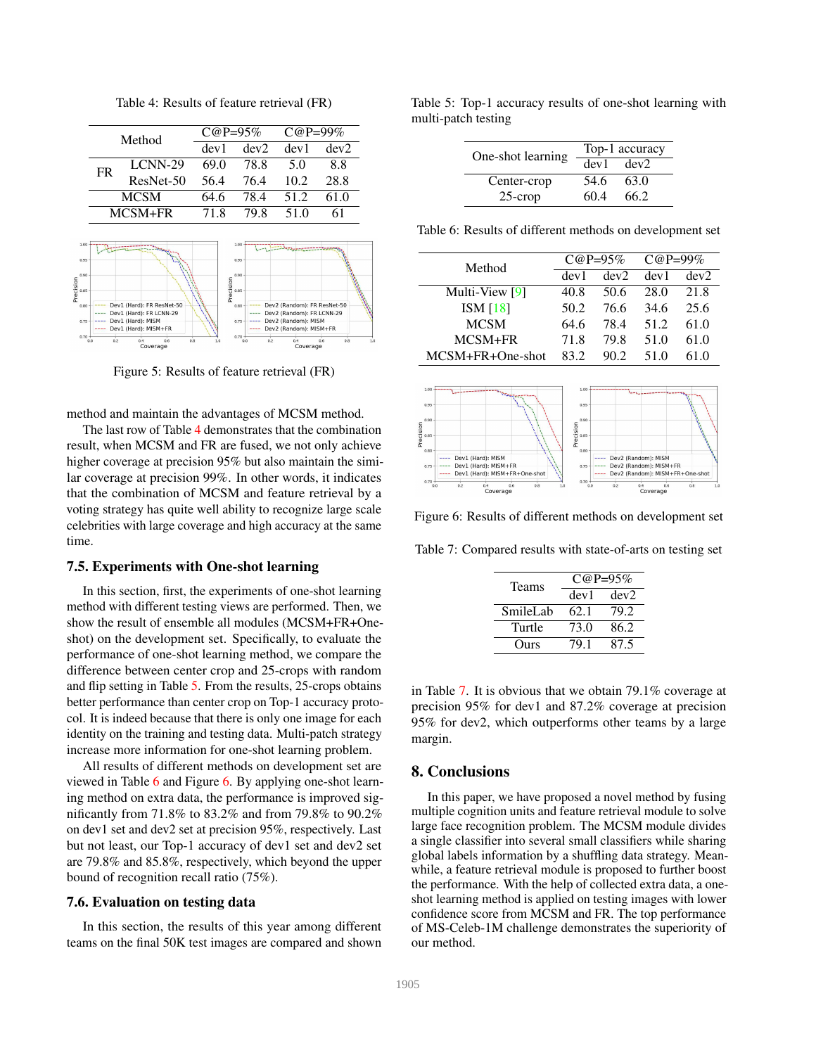Table 4: Results of feature retrieval (FR)

| Method | | C@P=95% | | C@P=99% | |
|---|---|---|---|---|---|
| | | dev1 | dev2 | dev1 | dev2 |
| FR | LCNN-29 | 69.0 | 78.8 | 5.0 | 8.8 |
| | ResNet-50 | 56.4 | 76.4 | 10.2 | 28.8 |
| MCSM | | 64.6 | 78.4 | 51.2 | 61.0 |
| MCSM+FR | | 71.8 | 79.8 | 51.0 | 61 |

Figure 5: Results of feature retrieval (FR)

method and maintain the advantages of MCSM method.

The last row of Table 4 demonstrates that the combination result, when MCSM and FR are fused, we not only achieve higher coverage at precision 95% but also maintain the similar coverage at precision 99%. In other words, it indicates that the combination of MCSM and feature retrieval by a voting strategy has quite well ability to recognize large scale celebrities with large coverage and high accuracy at the same time.

### 7.5. Experiments with One-shot learning

In this section, first, the experiments of one-shot learning method with different testing views are performed. Then, we show the result of ensemble all modules (MCSM+FR+One-shot) on the development set. Specifically, to evaluate the performance of one-shot learning method, we compare the difference between center crop and 25-crops with random and flip setting in Table 5. From the results, 25-crops obtains better performance than center crop on Top-1 accuracy protocol. It is indeed because that there is only one image for each identity on the training and testing data. Multi-patch strategy increase more information for one-shot learning problem.

All results of different methods on development set are viewed in Table 6 and Figure 6. By applying one-shot learning method on extra data, the performance is improved significantly from 71.8% to 83.2% and from 79.8% to 90.2% on dev1 set and dev2 set at precision 95%, respectively. Last but not least, our Top-1 accuracy of dev1 set and dev2 set are 79.8% and 85.8%, respectively, which beyond the upper bound of recognition recall ratio (75%).

### 7.6. Evaluation on testing data

In this section, the results of this year among different teams on the final 50K test images are compared and shown in Table 7. It is obvious that we obtain 79.1% coverage at precision 95% for dev1 and 87.2% coverage at precision 95% for dev2, which outperforms other teams by a large margin.

Table 5: Top-1 accuracy results of one-shot learning with multi-patch testing

| One-shot learning | Top-1 accuracy | |
|---|---|---|
| | dev1 | dev2 |
| Center-crop | 54.6 | 63.0 |
| 25-crop | 60.4 | 66.2 |

Table 6: Results of different methods on development set

| Method | C@P=95% | | C@P=99% | |
|---|---|---|---|---|
| | dev1 | dev2 | dev1 | dev2 |
| Multi-View [9] | 40.8 | 50.6 | 28.0 | 21.8 |
| ISM [18] | 50.2 | 76.6 | 34.6 | 25.6 |
| MCSM | 64.6 | 78.4 | 51.2 | 61.0 |
| MCSM+FR | 71.8 | 79.8 | 51.0 | 61.0 |
| MCSM+FR+One-shot | 83.2 | 90.2 | 51.0 | 61.0 |

Figure 6: Results of different methods on development set

Table 7: Compared results with state-of-arts on testing set

| Teams | C@P=95% | |
|---|---|---|
| | dev1 | dev2 |
| SmileLab | 62.1 | 79.2 |
| Turtle | 73.0 | 86.2 |
| Ours | 79.1 | 87.5 |

## 8. Conclusions

In this paper, we have proposed a novel method by fusing multiple cognition units and feature retrieval module to solve large face recognition problem. The MCSM module divides a single classifier into several small classifiers while sharing global labels information by a shuffling data strategy. Meanwhile, a feature retrieval module is proposed to further boost the performance. With the help of collected extra data, a one-shot learning method is applied on testing images with lower confidence score from MCSM and FR. The top performance of MS-Celeb-1M challenge demonstrates the superiority of our method.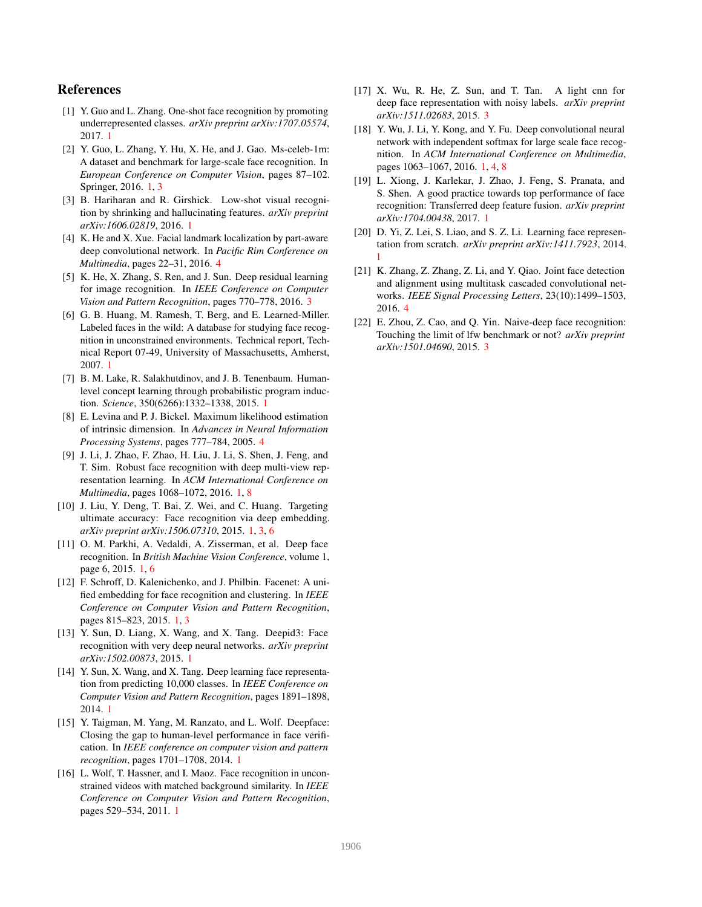## References

[1] Y. Guo and L. Zhang. One-shot face recognition by promoting underrepresented classes. *arXiv preprint arXiv:1707.05574*, 2017. 1

[2] Y. Guo, L. Zhang, Y. Hu, X. He, and J. Gao. Ms-celeb-1m: A dataset and benchmark for large-scale face recognition. In *European Conference on Computer Vision*, pages 87–102. Springer, 2016. 1, 3

[3] B. Hariharan and R. Girshick. Low-shot visual recognition by shrinking and hallucinating features. *arXiv preprint arXiv:1606.02819*, 2016. 1

[4] K. He and X. Xue. Facial landmark localization by part-aware deep convolutional network. In *Pacific Rim Conference on Multimedia*, pages 22–31, 2016. 4

[5] K. He, X. Zhang, S. Ren, and J. Sun. Deep residual learning for image recognition. In *IEEE Conference on Computer Vision and Pattern Recognition*, pages 770–778, 2016. 3

[6] G. B. Huang, M. Ramesh, T. Berg, and E. Learned-Miller. Labeled faces in the wild: A database for studying face recognition in unconstrained environments. Technical report, Technical Report 07-49, University of Massachusetts, Amherst, 2007. 1

[7] B. M. Lake, R. Salakhutdinov, and J. B. Tenenbaum. Human-level concept learning through probabilistic program induction. *Science*, 350(6266):1332–1338, 2015. 1

[8] E. Levina and P. J. Bickel. Maximum likelihood estimation of intrinsic dimension. In *Advances in Neural Information Processing Systems*, pages 777–784, 2005. 4

[9] J. Li, J. Zhao, F. Zhao, H. Liu, J. Li, S. Shen, J. Feng, and T. Sim. Robust face recognition with deep multi-view representation learning. In *ACM International Conference on Multimedia*, pages 1068–1072, 2016. 1, 8

[10] J. Liu, Y. Deng, T. Bai, Z. Wei, and C. Huang. Targeting ultimate accuracy: Face recognition via deep embedding. *arXiv preprint arXiv:1506.07310*, 2015. 1, 3, 6

[11] O. M. Parkhi, A. Vedaldi, A. Zisserman, et al. Deep face recognition. In *British Machine Vision Conference*, volume 1, page 6, 2015. 1, 6

[12] F. Schroff, D. Kalenichenko, and J. Philbin. Facenet: A unified embedding for face recognition and clustering. In *IEEE Conference on Computer Vision and Pattern Recognition*, pages 815–823, 2015. 1, 3

[13] Y. Sun, D. Liang, X. Wang, and X. Tang. Deepid3: Face recognition with very deep neural networks. *arXiv preprint arXiv:1502.00873*, 2015. 1

[14] Y. Sun, X. Wang, and X. Tang. Deep learning face representation from predicting 10,000 classes. In *IEEE Conference on Computer Vision and Pattern Recognition*, pages 1891–1898, 2014. 1

[15] Y. Taigman, M. Yang, M. Ranzato, and L. Wolf. Deepface: Closing the gap to human-level performance in face verification. In *IEEE conference on computer vision and pattern recognition*, pages 1701–1708, 2014. 1

[16] L. Wolf, T. Hassner, and I. Maoz. Face recognition in unconstrained videos with matched background similarity. In *IEEE Conference on Computer Vision and Pattern Recognition*, pages 529–534, 2011. 1

[17] X. Wu, R. He, Z. Sun, and T. Tan. A light cnn for deep face representation with noisy labels. *arXiv preprint arXiv:1511.02683*, 2015. 3

[18] Y. Wu, J. Li, Y. Kong, and Y. Fu. Deep convolutional neural network with independent softmax for large scale face recognition. In *ACM International Conference on Multimedia*, pages 1063–1067, 2016. 1, 4, 8

[19] L. Xiong, J. Karlekar, J. Zhao, J. Feng, S. Pranata, and S. Shen. A good practice towards top performance of face recognition: Transferred deep feature fusion. *arXiv preprint arXiv:1704.00438*, 2017. 1

[20] D. Yi, Z. Lei, S. Liao, and S. Z. Li. Learning face representation from scratch. *arXiv preprint arXiv:1411.7923*, 2014. 1

[21] K. Zhang, Z. Zhang, Z. Li, and Y. Qiao. Joint face detection and alignment using multitask cascaded convolutional networks. *IEEE Signal Processing Letters*, 23(10):1499–1503, 2016. 4

[22] E. Zhou, Z. Cao, and Q. Yin. Naive-deep face recognition: Touching the limit of lfw benchmark or not? *arXiv preprint arXiv:1501.04690*, 2015. 3